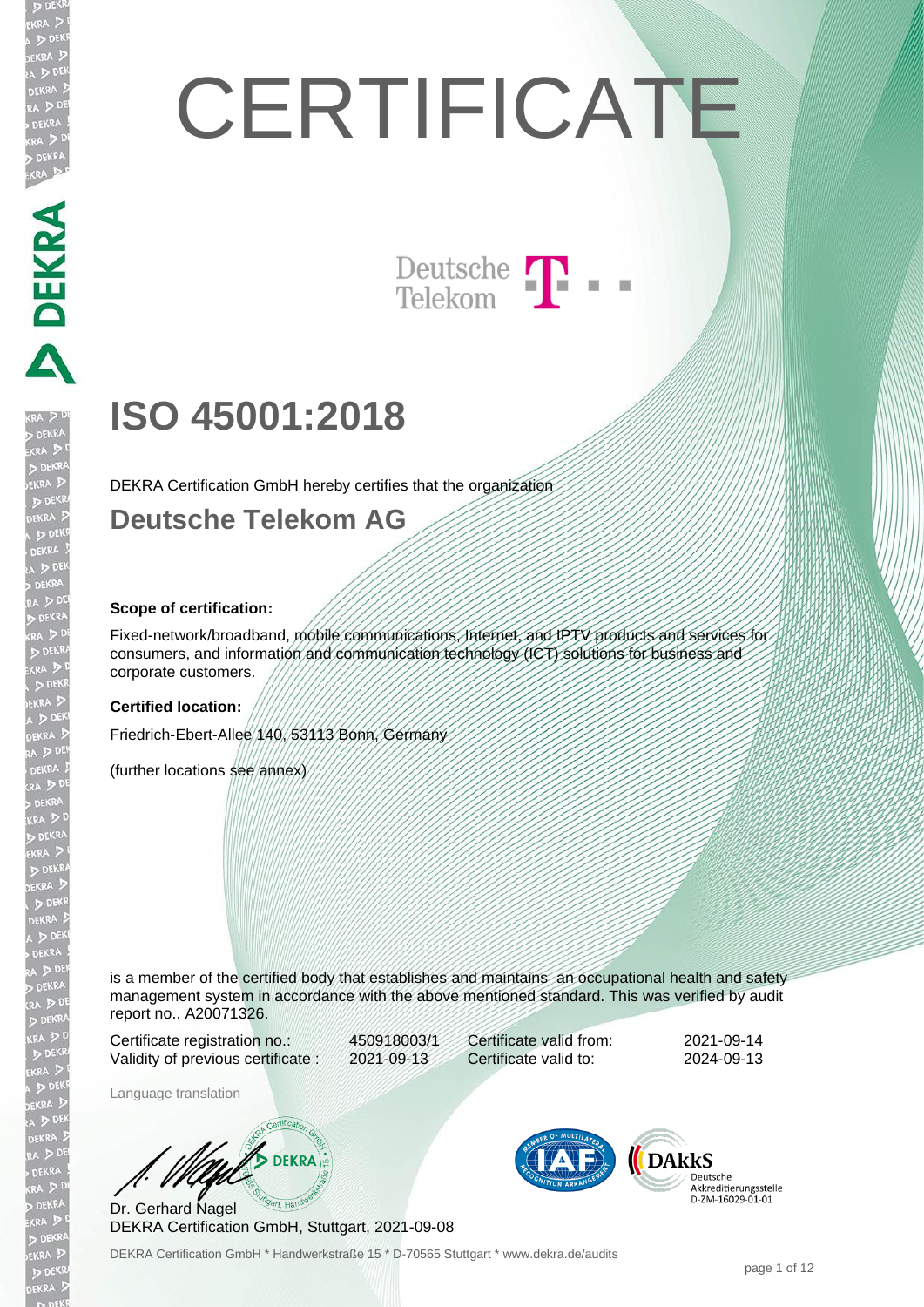# CERTIFICATE

Deutsche Telekom

## ISO 45001:2018

DEKRA Certification GmbH hereby certifies that the organization

### Deutsche Telekom AG

**Scope of certification:**

Fixed-network/broadband, mobile communications, Internet, and IPTV products and services for consumers, and information and communication technology (ICT) solutions for business and corporate customers.

**Certified location:**

Friedrich-Ebert-Allee 140, 53113 Bonn, Germany

(further locations see annex)

is a member of the certified body that establishes and maintains an occupational health and safety management system in accordance with the above mentioned standard. This was verified by audit report no.. A20071326.

| | | | |
|---|---|---|---|
| Certificate registration no.: | 450918003/1 | Certificate valid from: | 2021-09-14 |
| Validity of previous certificate : | 2021-09-13 | Certificate valid to: | 2024-09-13 |

Language translation

Dr. Gerhard Nagel
DEKRA Certification GmbH, Stuttgart, 2021-09-08

Deutsche Akkreditierungsstelle D-ZM-16029-01-01

DEKRA Certification GmbH * Handwerkstraße 15 * D-70565 Stuttgart * www.dekra.de/audits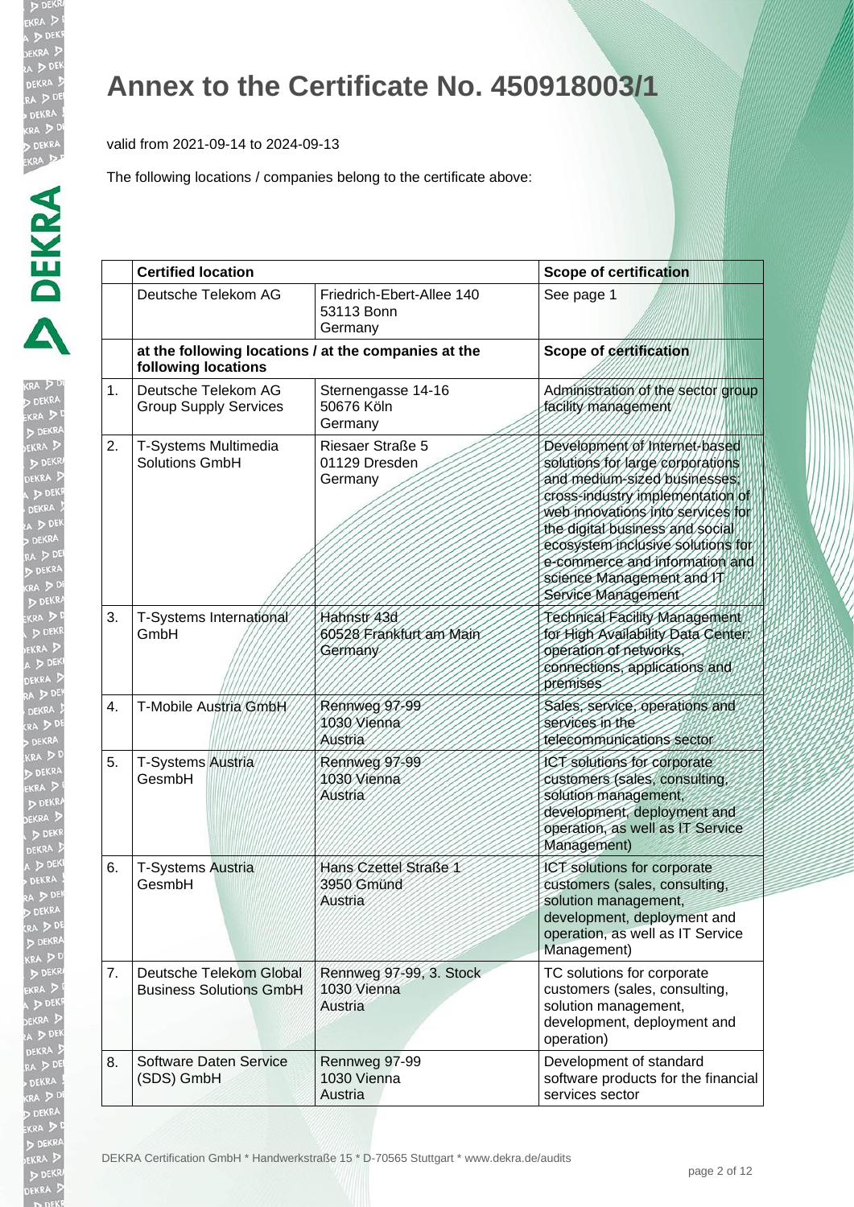# Annex to the Certificate No. 450918003/1

valid from 2021-09-14 to 2024-09-13

The following locations / companies belong to the certificate above:

| | **Certified location** | | **Scope of certification** |
|---|---|---|---|
| | Deutsche Telekom AG | Friedrich-Ebert-Allee 140<br>53113 Bonn<br>Germany | See page 1 |
| | **at the following locations / at the companies at the following locations** | | **Scope of certification** |
| 1. | Deutsche Telekom AG<br>Group Supply Services | Sternengasse 14-16<br>50676 Köln<br>Germany | Administration of the sector group facility management |
| 2. | T-Systems Multimedia Solutions GmbH | Riesaer Straße 5<br>01129 Dresden<br>Germany | Development of Internet-based solutions for large corporations and medium-sized businesses; cross-industry implementation of web innovations into services for the digital business and social ecosystem inclusive solutions for e-commerce and information and science Management and IT Service Management |
| 3. | T-Systems International GmbH | Hahnstr 43d<br>60528 Frankfurt am Main<br>Germany | Technical Facility Management for High Availability Data Center; operation of networks, connections, applications and premises |
| 4. | T-Mobile Austria GmbH | Rennweg 97-99<br>1030 Vienna<br>Austria | Sales, service, operations and services in the telecommunications sector |
| 5. | T-Systems Austria GesmbH | Rennweg 97-99<br>1030 Vienna<br>Austria | ICT solutions for corporate customers (sales, consulting, solution management, development, deployment and operation, as well as IT Service Management) |
| 6. | T-Systems Austria GesmbH | Hans Czettel Straße 1<br>3950 Gmünd<br>Austria | ICT solutions for corporate customers (sales, consulting, solution management, development, deployment and operation, as well as IT Service Management) |
| 7. | Deutsche Telekom Global Business Solutions GmbH | Rennweg 97-99, 3. Stock<br>1030 Vienna<br>Austria | TC solutions for corporate customers (sales, consulting, solution management, development, deployment and operation) |
| 8. | Software Daten Service (SDS) GmbH | Rennweg 97-99<br>1030 Vienna<br>Austria | Development of standard software products for the financial services sector |

DEKRA Certification GmbH * Handwerkstraße 15 * D-70565 Stuttgart * www.dekra.de/audits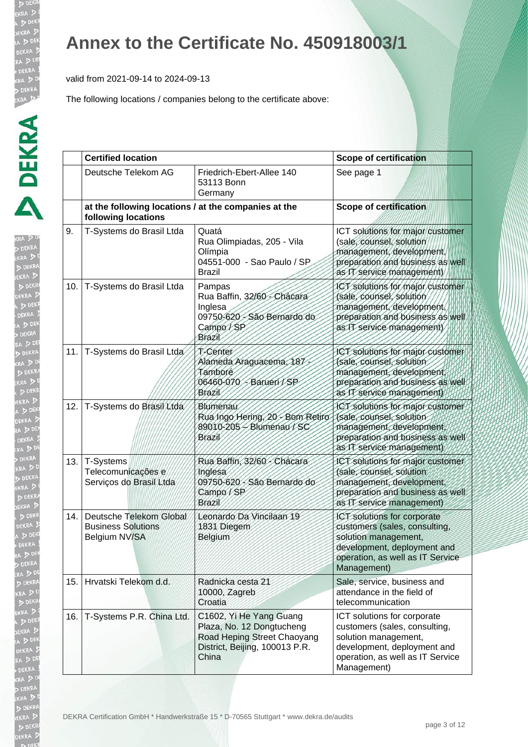# Annex to the Certificate No. 450918003/1

valid from 2021-09-14 to 2024-09-13

The following locations / companies belong to the certificate above:

| | **Certified location** | | **Scope of certification** |
|---|---|---|---|
| | Deutsche Telekom AG | Friedrich-Ebert-Allee 140<br>53113 Bonn<br>Germany | See page 1 |
| | **at the following locations / at the companies at the following locations** | | **Scope of certification** |
| 9. | T-Systems do Brasil Ltda | Quatá<br>Rua Olimpiadas, 205 - Vila Olímpia<br>04551-000 - Sao Paulo / SP<br>Brazil | ICT solutions for major customer (sale, counsel, solution management, development, preparation and business as well as IT service management) |
| 10. | T-Systems do Brasil Ltda | Pampas<br>Rua Baffin, 32/60 - Chácara Inglesa<br>09750-620 - São Bernardo do Campo / SP<br>Brazil | ICT solutions for major customer (sale, counsel, solution management, development, preparation and business as well as IT service management) |
| 11. | T-Systems do Brasil Ltda | T-Center<br>Alameda Araguacema, 187 - Tamboré<br>06460-070 - Barueri / SP<br>Brazil | ICT solutions for major customer (sale, counsel, solution management, development, preparation and business as well as IT service management) |
| 12. | T-Systems do Brasil Ltda | Blumenau<br>Rua Ingo Hering, 20 - Bom Retiro<br>89010-205 – Blumenau / SC<br>Brazil | ICT solutions for major customer (sale, counsel, solution management, development, preparation and business as well as IT service management) |
| 13. | T-Systems Telecomunicações e Serviços do Brasil Ltda | Rua Baffin, 32/60 - Chácara Inglesa<br>09750-620 - São Bernardo do Campo / SP<br>Brazil | ICT solutions for major customer (sale, counsel, solution management, development, preparation and business as well as IT service management) |
| 14. | Deutsche Telekom Global Business Solutions Belgium NV/SA | Leonardo Da Vincilaan 19<br>1831 Diegem<br>Belgium | ICT solutions for corporate customers (sales, consulting, solution management, development, deployment and operation, as well as IT Service Management) |
| 15. | Hrvatski Telekom d.d. | Radnicka cesta 21<br>10000, Zagreb<br>Croatia | Sale, service, business and attendance in the field of telecommunication |
| 16. | T-Systems P.R. China Ltd. | C1602, Yi He Yang Guang Plaza, No. 12 Dongtucheng Road Heping Street Chaoyang District, Beijing, 100013 P.R. China | ICT solutions for corporate customers (sales, consulting, solution management, development, deployment and operation, as well as IT Service Management) |

DEKRA Certification GmbH * Handwerkstraße 15 * D-70565 Stuttgart * www.dekra.de/audits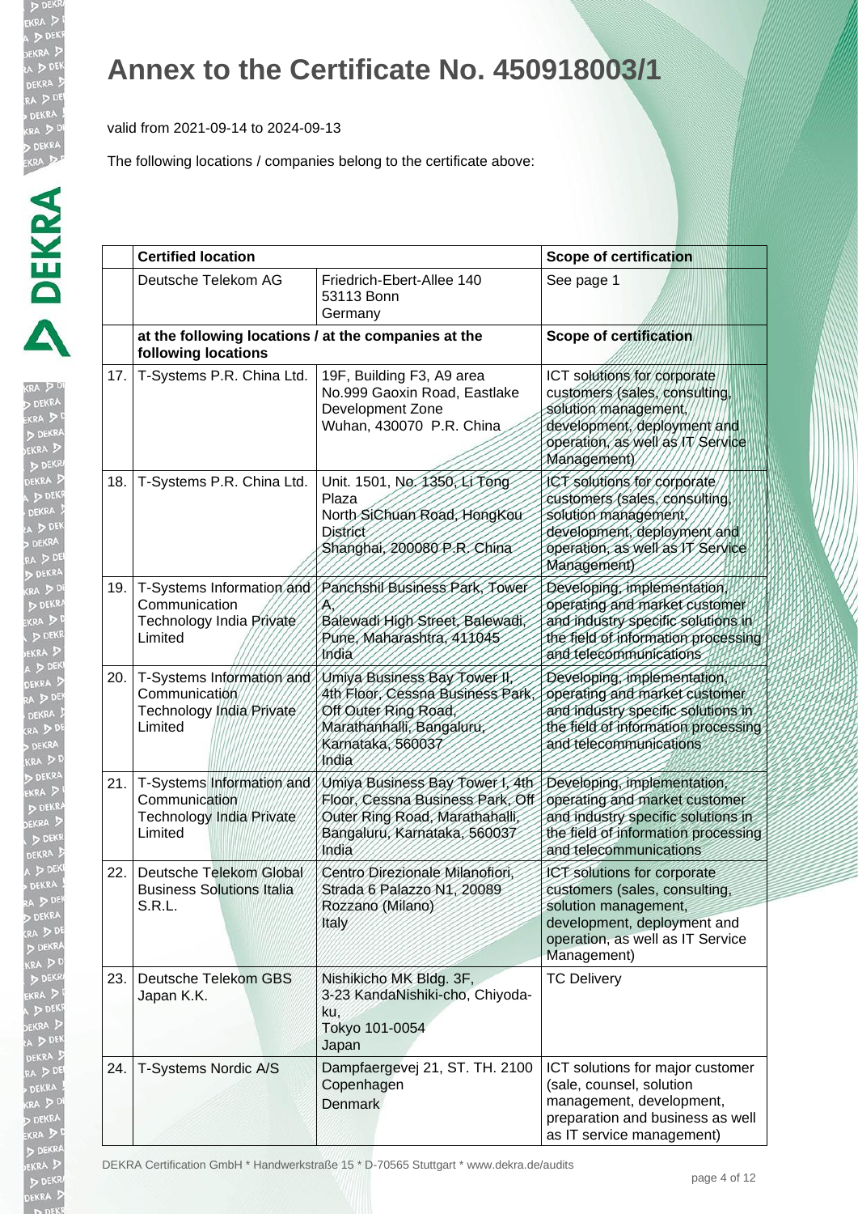# Annex to the Certificate No. 450918003/1

valid from 2021-09-14 to 2024-09-13

The following locations / companies belong to the certificate above:

| | Certified location | | Scope of certification |
|---|---|---|---|
| | Deutsche Telekom AG | Friedrich-Ebert-Allee 140<br>53113 Bonn<br>Germany | See page 1 |
| | at the following locations / at the companies at the following locations | | Scope of certification |
| 17. | T-Systems P.R. China Ltd. | 19F, Building F3, A9 area<br>No.999 Gaoxin Road, Eastlake Development Zone<br>Wuhan, 430070 P.R. China | ICT solutions for corporate customers (sales, consulting, solution management, development, deployment and operation, as well as IT Service Management) |
| 18. | T-Systems P.R. China Ltd. | Unit. 1501, No. 1350, Li Tong Plaza<br>North SiChuan Road, HongKou District<br>Shanghai, 200080 P.R. China | ICT solutions for corporate customers (sales, consulting, solution management, development, deployment and operation, as well as IT Service Management) |
| 19. | T-Systems Information and Communication Technology India Private Limited | Panchshil Business Park, Tower A,<br>Balewadi High Street, Balewadi, Pune, Maharashtra, 411045<br>India | Developing, implementation, operating and market customer and industry specific solutions in the field of information processing and telecommunications |
| 20. | T-Systems Information and Communication Technology India Private Limited | Umiya Business Bay Tower II, 4th Floor, Cessna Business Park, Off Outer Ring Road, Marathanhalli, Bangaluru, Karnataka, 560037<br>India | Developing, implementation, operating and market customer and industry specific solutions in the field of information processing and telecommunications |
| 21. | T-Systems Information and Communication Technology India Private Limited | Umiya Business Bay Tower I, 4th Floor, Cessna Business Park, Off Outer Ring Road, Marathahalli, Bangaluru, Karnataka, 560037<br>India | Developing, implementation, operating and market customer and industry specific solutions in the field of information processing and telecommunications |
| 22. | Deutsche Telekom Global Business Solutions Italia S.R.L. | Centro Direzionale Milanofiori, Strada 6 Palazzo N1, 20089 Rozzano (Milano)<br>Italy | ICT solutions for corporate customers (sales, consulting, solution management, development, deployment and operation, as well as IT Service Management) |
| 23. | Deutsche Telekom GBS Japan K.K. | Nishikicho MK Bldg. 3F,<br>3-23 KandaNishiki-cho, Chiyoda-ku,<br>Tokyo 101-0054<br>Japan | TC Delivery |
| 24. | T-Systems Nordic A/S | Dampfaergevej 21, ST. TH. 2100 Copenhagen<br>Denmark | ICT solutions for major customer (sale, counsel, solution management, development, preparation and business as well as IT service management) |

DEKRA Certification GmbH * Handwerkstraße 15 * D-70565 Stuttgart * www.dekra.de/audits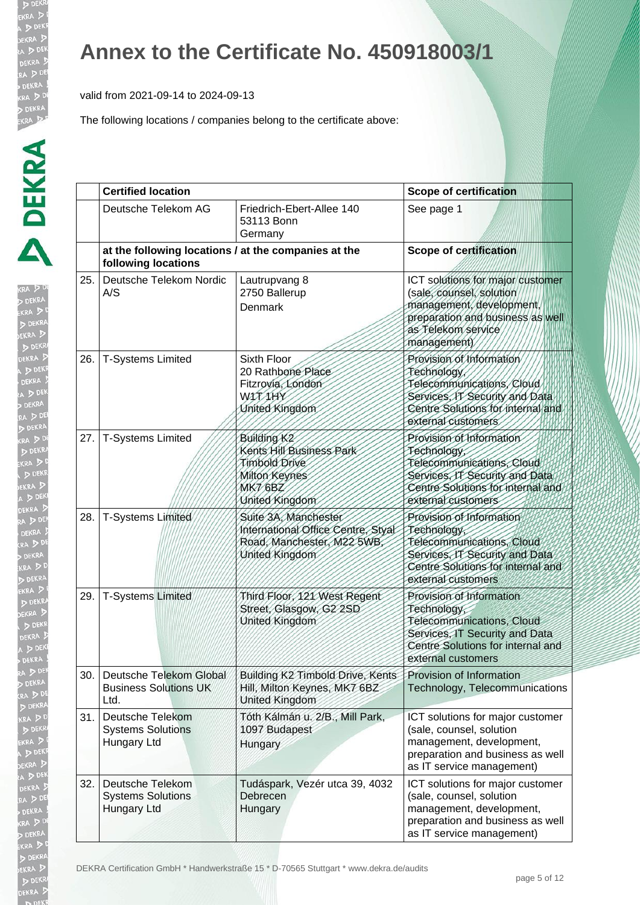# Annex to the Certificate No. 450918003/1

valid from 2021-09-14 to 2024-09-13

The following locations / companies belong to the certificate above:

| | Certified location | | Scope of certification |
|---|---|---|---|
| | Deutsche Telekom AG | Friedrich-Ebert-Allee 140<br>53113 Bonn<br>Germany | See page 1 |
| | **at the following locations / at the companies at the following locations** | | **Scope of certification** |
| 25. | Deutsche Telekom Nordic A/S | Lautrupvang 8<br>2750 Ballerup<br>Denmark | ICT solutions for major customer (sale, counsel, solution management, development, preparation and business as well as Telekom service management) |
| 26. | T-Systems Limited | Sixth Floor<br>20 Rathbone Place<br>Fitzrovia, London<br>W1T 1HY<br>United Kingdom | Provision of Information Technology, Telecommunications, Cloud Services, IT Security and Data Centre Solutions for internal and external customers |
| 27. | T-Systems Limited | Building K2<br>Kents Hill Business Park<br>Timbold Drive<br>Milton Keynes<br>MK7 6BZ<br>United Kingdom | Provision of Information Technology, Telecommunications, Cloud Services, IT Security and Data Centre Solutions for internal and external customers |
| 28. | T-Systems Limited | Suite 3A, Manchester International Office Centre, Styal Road, Manchester, M22 5WB, United Kingdom | Provision of Information Technology, Telecommunications, Cloud Services, IT Security and Data Centre Solutions for internal and external customers |
| 29. | T-Systems Limited | Third Floor, 121 West Regent Street, Glasgow, G2 2SD<br>United Kingdom | Provision of Information Technology, Telecommunications, Cloud Services, IT Security and Data Centre Solutions for internal and external customers |
| 30. | Deutsche Telekom Global Business Solutions UK Ltd. | Building K2 Timbold Drive, Kents Hill, Milton Keynes, MK7 6BZ<br>United Kingdom | Provision of Information Technology, Telecommunications |
| 31. | Deutsche Telekom Systems Solutions Hungary Ltd | Tóth Kálmán u. 2/B., Mill Park, 1097 Budapest<br>Hungary | ICT solutions for major customer (sale, counsel, solution management, development, preparation and business as well as IT service management) |
| 32. | Deutsche Telekom Systems Solutions Hungary Ltd | Tudáspark, Vezér utca 39, 4032 Debrecen<br>Hungary | ICT solutions for major customer (sale, counsel, solution management, development, preparation and business as well as IT service management) |

DEKRA Certification GmbH * Handwerkstraße 15 * D-70565 Stuttgart * www.dekra.de/audits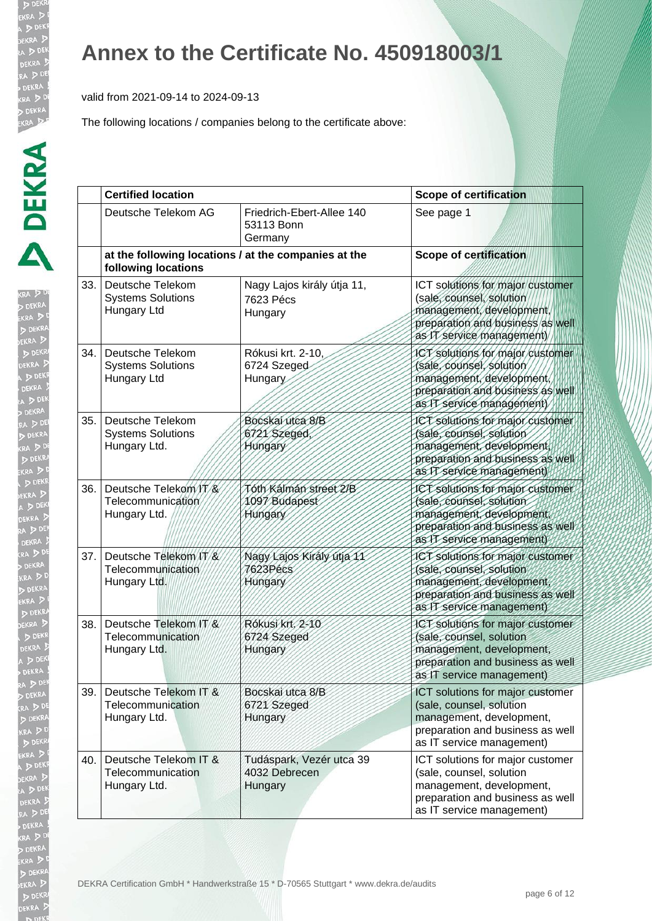# Annex to the Certificate No. 450918003/1

valid from 2021-09-14 to 2024-09-13

The following locations / companies belong to the certificate above:

| | Certified location | | Scope of certification |
|---|---|---|---|
| | Deutsche Telekom AG | Friedrich-Ebert-Allee 140<br>53113 Bonn<br>Germany | See page 1 |
| | **at the following locations / at the companies at the following locations** | | **Scope of certification** |
| 33. | Deutsche Telekom Systems Solutions Hungary Ltd | Nagy Lajos király útja 11,<br>7623 Pécs<br>Hungary | ICT solutions for major customer (sale, counsel, solution management, development, preparation and business as well as IT service management) |
| 34. | Deutsche Telekom Systems Solutions Hungary Ltd | Rókusi krt. 2-10,<br>6724 Szeged<br>Hungary | ICT solutions for major customer (sale, counsel, solution management, development, preparation and business as well as IT service management) |
| 35. | Deutsche Telekom Systems Solutions Hungary Ltd. | Bocskai utca 8/B<br>6721 Szeged,<br>Hungary | ICT solutions for major customer (sale, counsel, solution management, development, preparation and business as well as IT service management) |
| 36. | Deutsche Telekom IT & Telecommunication Hungary Ltd. | Tóth Kálmán street 2/B<br>1097 Budapest<br>Hungary | ICT solutions for major customer (sale, counsel, solution management, development, preparation and business as well as IT service management) |
| 37. | Deutsche Telekom IT & Telecommunication Hungary Ltd. | Nagy Lajos Király útja 11<br>7623Pécs<br>Hungary | ICT solutions for major customer (sale, counsel, solution management, development, preparation and business as well as IT service management) |
| 38. | Deutsche Telekom IT & Telecommunication Hungary Ltd. | Rókusi krt. 2-10<br>6724 Szeged<br>Hungary | ICT solutions for major customer (sale, counsel, solution management, development, preparation and business as well as IT service management) |
| 39. | Deutsche Telekom IT & Telecommunication Hungary Ltd. | Bocskai utca 8/B<br>6721 Szeged<br>Hungary | ICT solutions for major customer (sale, counsel, solution management, development, preparation and business as well as IT service management) |
| 40. | Deutsche Telekom IT & Telecommunication Hungary Ltd. | Tudáspark, Vezér utca 39<br>4032 Debrecen<br>Hungary | ICT solutions for major customer (sale, counsel, solution management, development, preparation and business as well as IT service management) |

DEKRA Certification GmbH * Handwerkstraße 15 * D-70565 Stuttgart * www.dekra.de/audits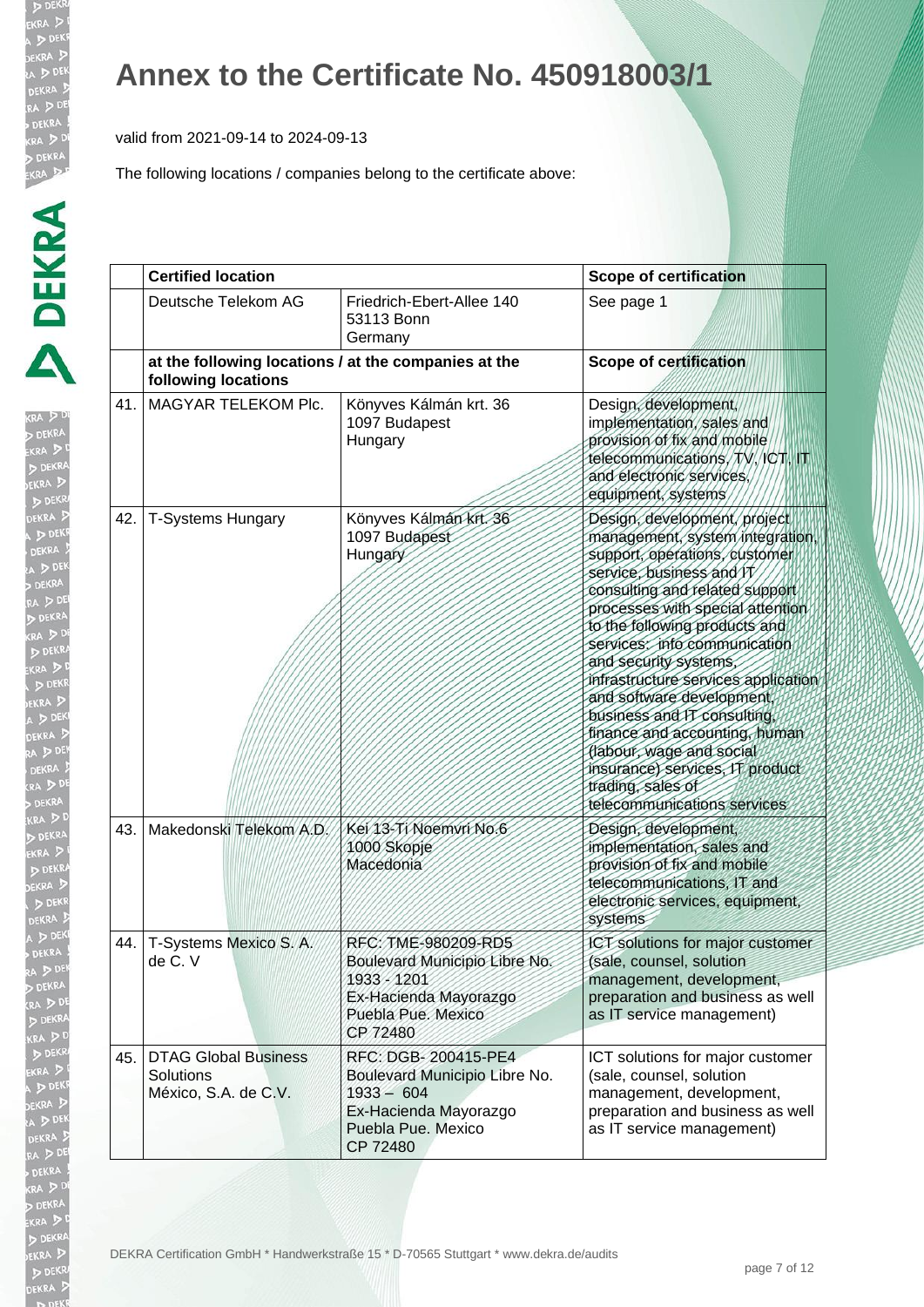# Annex to the Certificate No. 450918003/1

valid from 2021-09-14 to 2024-09-13

The following locations / companies belong to the certificate above:

| | **Certified location** | | **Scope of certification** |
|---|---|---|---|
| | Deutsche Telekom AG | Friedrich-Ebert-Allee 140<br>53113 Bonn<br>Germany | See page 1 |
| | **at the following locations / at the companies at the following locations** | | **Scope of certification** |
| 41. | MAGYAR TELEKOM Plc. | Könyves Kálmán krt. 36<br>1097 Budapest<br>Hungary | Design, development, implementation, sales and provision of fix and mobile telecommunications, TV, ICT, IT and electronic services, equipment, systems |
| 42. | T-Systems Hungary | Könyves Kálmán krt. 36<br>1097 Budapest<br>Hungary | Design, development, project management, system integration, support, operations, customer service, business and IT consulting and related support processes with special attention to the following products and services: info communication and security systems, infrastructure services application and software development, business and IT consulting, finance and accounting, human (labour, wage and social insurance) services, IT product trading, sales of telecommunications services |
| 43. | Makedonski Telekom A.D. | Kei 13-Ti Noemvri No.6<br>1000 Skopje<br>Macedonia | Design, development, implementation, sales and provision of fix and mobile telecommunications, IT and electronic services, equipment, systems |
| 44. | T-Systems Mexico S. A. de C. V | RFC: TME-980209-RD5<br>Boulevard Municipio Libre No. 1933 - 1201<br>Ex-Hacienda Mayorazgo<br>Puebla Pue. Mexico<br>CP 72480 | ICT solutions for major customer (sale, counsel, solution management, development, preparation and business as well as IT service management) |
| 45. | DTAG Global Business Solutions México, S.A. de C.V. | RFC: DGB- 200415-PE4<br>Boulevard Municipio Libre No. 1933 – 604<br>Ex-Hacienda Mayorazgo<br>Puebla Pue. Mexico<br>CP 72480 | ICT solutions for major customer (sale, counsel, solution management, development, preparation and business as well as IT service management) |

DEKRA Certification GmbH * Handwerkstraße 15 * D-70565 Stuttgart * www.dekra.de/audits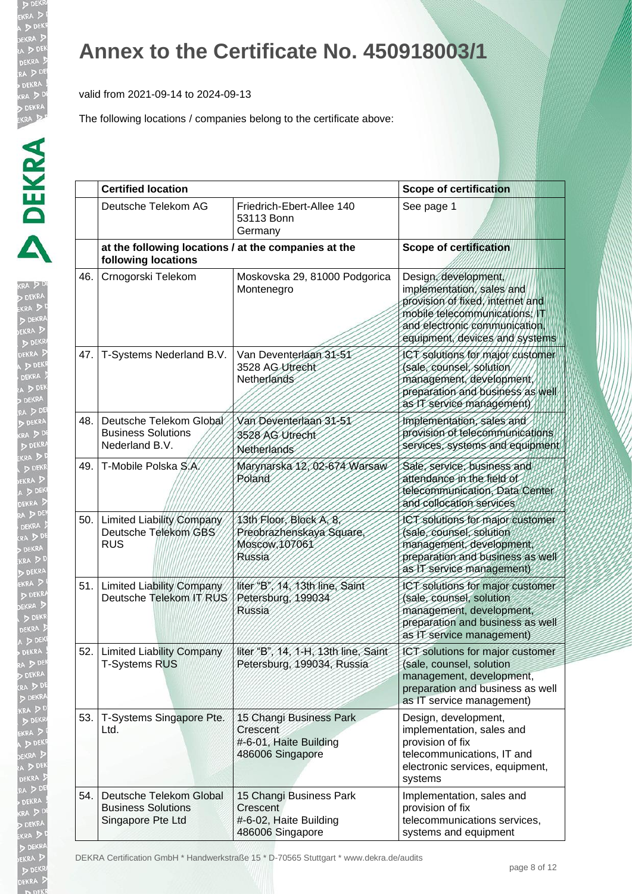# Annex to the Certificate No. 450918003/1

valid from 2021-09-14 to 2024-09-13

The following locations / companies belong to the certificate above:

| | Certified location | | Scope of certification |
|---|---|---|---|
| | Deutsche Telekom AG | Friedrich-Ebert-Allee 140<br>53113 Bonn<br>Germany | See page 1 |
| | at the following locations / at the companies at the following locations | | Scope of certification |
| 46. | Crnogorski Telekom | Moskovska 29, 81000 Podgorica<br>Montenegro | Design, development, implementation, sales and provision of fixed, internet and mobile telecommunications; IT and electronic communication, equipment, devices and systems |
| 47. | T-Systems Nederland B.V. | Van Deventerlaan 31-51<br>3528 AG Utrecht<br>Netherlands | ICT solutions for major customer (sale, counsel, solution management, development, preparation and business as well as IT service management) |
| 48. | Deutsche Telekom Global Business Solutions Nederland B.V. | Van Deventerlaan 31-51<br>3528 AG Utrecht<br>Netherlands | Implementation, sales and provision of telecommunications services, systems and equipment |
| 49. | T-Mobile Polska S.A. | Marynarska 12, 02-674 Warsaw<br>Poland | Sale, service, business and attendance in the field of telecommunication, Data Center and collocation services |
| 50. | Limited Liability Company Deutsche Telekom GBS RUS | 13th Floor, Block A, 8, Preobrazhenskaya Square, Moscow,107061<br>Russia | ICT solutions for major customer (sale, counsel, solution management, development, preparation and business as well as IT service management) |
| 51. | Limited Liability Company Deutsche Telekom IT RUS | liter "B", 14, 13th line, Saint Petersburg, 199034<br>Russia | ICT solutions for major customer (sale, counsel, solution management, development, preparation and business as well as IT service management) |
| 52. | Limited Liability Company T-Systems RUS | liter "B", 14, 1-H, 13th line, Saint Petersburg, 199034, Russia | ICT solutions for major customer (sale, counsel, solution management, development, preparation and business as well as IT service management) |
| 53. | T-Systems Singapore Pte. Ltd. | 15 Changi Business Park Crescent<br>#-6-01, Haite Building<br>486006 Singapore | Design, development, implementation, sales and provision of fix telecommunications, IT and electronic services, equipment, systems |
| 54. | Deutsche Telekom Global Business Solutions Singapore Pte Ltd | 15 Changi Business Park Crescent<br>#-6-02, Haite Building<br>486006 Singapore | Implementation, sales and provision of fix telecommunications services, systems and equipment |

DEKRA Certification GmbH * Handwerkstraße 15 * D-70565 Stuttgart * www.dekra.de/audits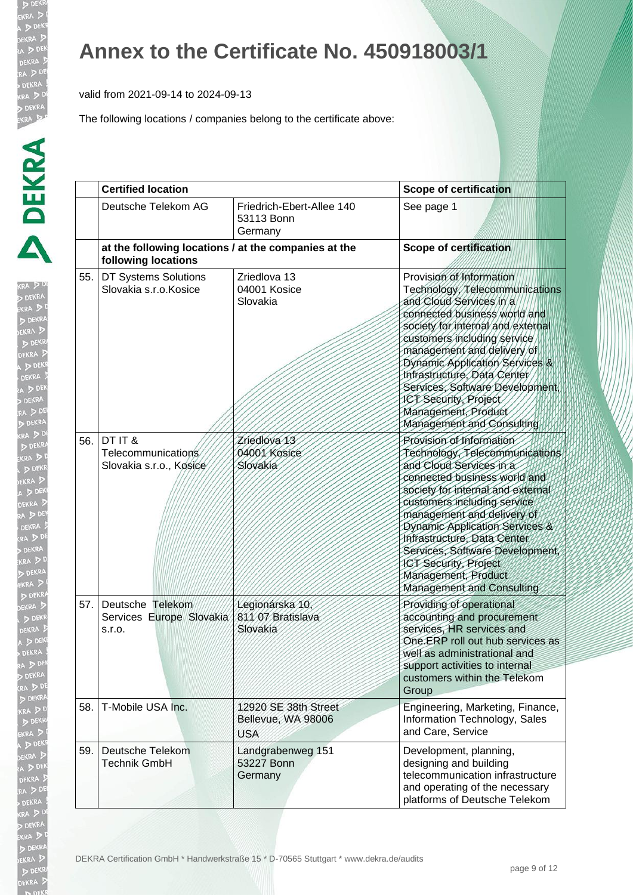# Annex to the Certificate No. 450918003/1

valid from 2021-09-14 to 2024-09-13

The following locations / companies belong to the certificate above:

| | Certified location | | Scope of certification |
|---|---|---|---|
| | Deutsche Telekom AG | Friedrich-Ebert-Allee 140<br>53113 Bonn<br>Germany | See page 1 |
| | **at the following locations / at the companies at the following locations** | | **Scope of certification** |
| 55. | DT Systems Solutions Slovakia s.r.o.Kosice | Zriedlova 13<br>04001 Kosice<br>Slovakia | Provision of Information Technology, Telecommunications and Cloud Services in a connected business world and society for internal and external customers including service management and delivery of Dynamic Application Services & Infrastructure, Data Center Services, Software Development, ICT Security, Project Management, Product Management and Consulting |
| 56. | DT IT & Telecommunications Slovakia s.r.o., Kosice | Zriedlova 13<br>04001 Kosice<br>Slovakia | Provision of Information Technology, Telecommunications and Cloud Services in a connected business world and society for internal and external customers including service management and delivery of Dynamic Application Services & Infrastructure, Data Center Services, Software Development, ICT Security, Project Management, Product Management and Consulting |
| 57. | Deutsche Telekom Services Europe Slovakia s.r.o. | Legionárska 10,<br>811 07 Bratislava<br>Slovakia | Providing of operational accounting and procurement services, HR services and One.ERP roll out hub services as well as administrational and support activities to internal customers within the Telekom Group |
| 58. | T-Mobile USA Inc. | 12920 SE 38th Street<br>Bellevue, WA 98006<br>USA | Engineering, Marketing, Finance, Information Technology, Sales and Care, Service |
| 59. | Deutsche Telekom Technik GmbH | Landgrabenweg 151<br>53227 Bonn<br>Germany | Development, planning, designing and building telecommunication infrastructure and operating of the necessary platforms of Deutsche Telekom |

DEKRA Certification GmbH * Handwerkstraße 15 * D-70565 Stuttgart * www.dekra.de/audits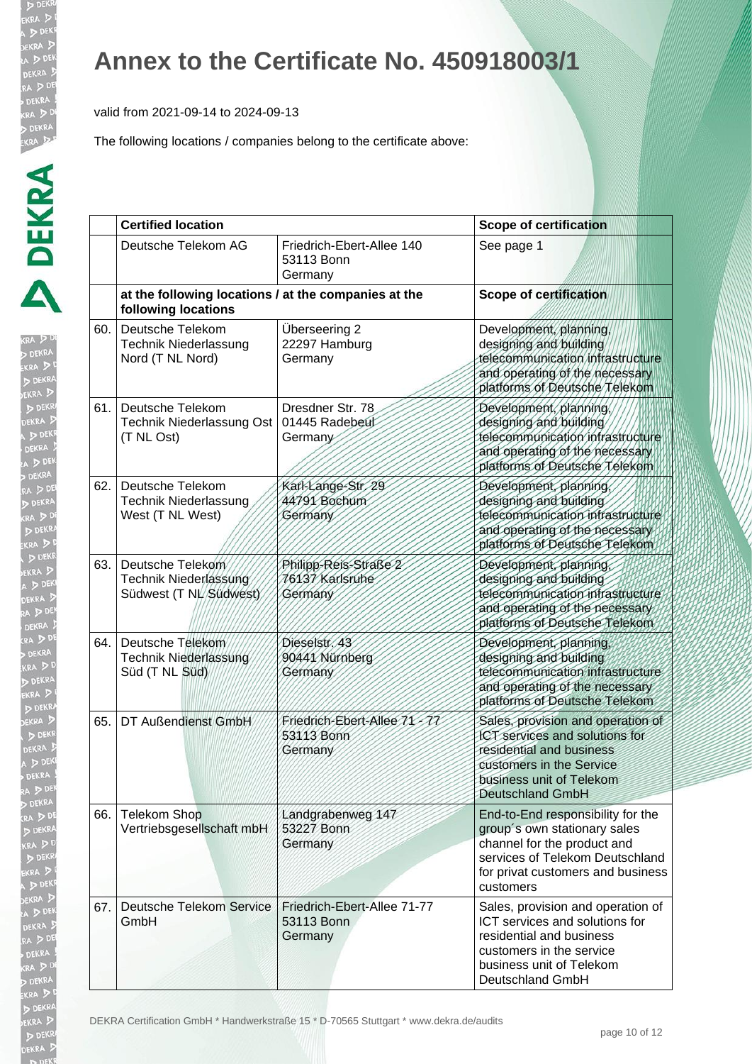# Annex to the Certificate No. 450918003/1

valid from 2021-09-14 to 2024-09-13

The following locations / companies belong to the certificate above:

| | Certified location | | Scope of certification |
|---|---|---|---|
| | Deutsche Telekom AG | Friedrich-Ebert-Allee 140<br>53113 Bonn<br>Germany | See page 1 |
| | **at the following locations / at the companies at the following locations** | | **Scope of certification** |
| 60. | Deutsche Telekom Technik Niederlassung Nord (T NL Nord) | Überseering 2<br>22297 Hamburg<br>Germany | Development, planning, designing and building telecommunication infrastructure and operating of the necessary platforms of Deutsche Telekom |
| 61. | Deutsche Telekom Technik Niederlassung Ost (T NL Ost) | Dresdner Str. 78<br>01445 Radebeul<br>Germany | Development, planning, designing and building telecommunication infrastructure and operating of the necessary platforms of Deutsche Telekom |
| 62. | Deutsche Telekom Technik Niederlassung West (T NL West) | Karl-Lange-Str. 29<br>44791 Bochum<br>Germany | Development, planning, designing and building telecommunication infrastructure and operating of the necessary platforms of Deutsche Telekom |
| 63. | Deutsche Telekom Technik Niederlassung Südwest (T NL Südwest) | Philipp-Reis-Straße 2<br>76137 Karlsruhe<br>Germany | Development, planning, designing and building telecommunication infrastructure and operating of the necessary platforms of Deutsche Telekom |
| 64. | Deutsche Telekom Technik Niederlassung Süd (T NL Süd) | Dieselstr. 43<br>90441 Nürnberg<br>Germany | Development, planning, designing and building telecommunication infrastructure and operating of the necessary platforms of Deutsche Telekom |
| 65. | DT Außendienst GmbH | Friedrich-Ebert-Allee 71 - 77<br>53113 Bonn<br>Germany | Sales, provision and operation of ICT services and solutions for residential and business customers in the Service business unit of Telekom Deutschland GmbH |
| 66. | Telekom Shop Vertriebsgesellschaft mbH | Landgrabenweg 147<br>53227 Bonn<br>Germany | End-to-End responsibility for the group´s own stationary sales channel for the product and services of Telekom Deutschland for privat customers and business customers |
| 67. | Deutsche Telekom Service GmbH | Friedrich-Ebert-Allee 71-77<br>53113 Bonn<br>Germany | Sales, provision and operation of ICT services and solutions for residential and business customers in the service business unit of Telekom Deutschland GmbH |

DEKRA Certification GmbH * Handwerkstraße 15 * D-70565 Stuttgart * www.dekra.de/audits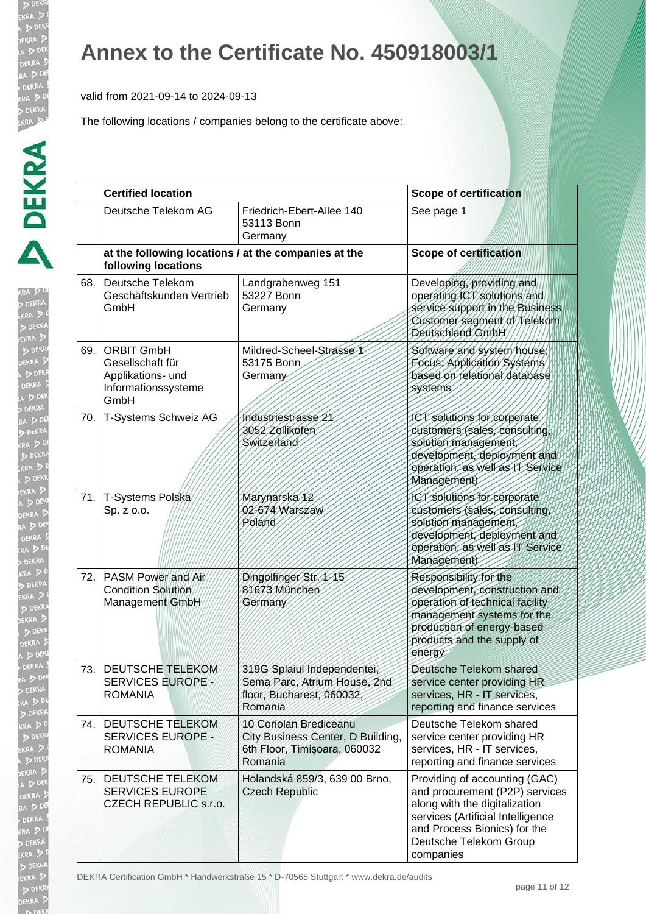# Annex to the Certificate No. 450918003/1

valid from 2021-09-14 to 2024-09-13

The following locations / companies belong to the certificate above:

| | **Certified location** | | **Scope of certification** |
|---|---|---|---|
| | Deutsche Telekom AG | Friedrich-Ebert-Allee 140<br>53113 Bonn<br>Germany | See page 1 |
| | **at the following locations / at the companies at the following locations** | | **Scope of certification** |
| 68. | Deutsche Telekom Geschäftskunden Vertrieb GmbH | Landgrabenweg 151<br>53227 Bonn<br>Germany | Developing, providing and operating ICT solutions and service support in the Business Customer segment of Telekom Deutschland GmbH |
| 69. | ORBIT GmbH Gesellschaft für Applikations- und Informationssysteme GmbH | Mildred-Scheel-Strasse 1<br>53175 Bonn<br>Germany | Software and system house; Focus: Application Systems based on relational database systems |
| 70. | T-Systems Schweiz AG | Industriestrasse 21<br>3052 Zollikofen<br>Switzerland | ICT solutions for corporate customers (sales, consulting, solution management, development, deployment and operation, as well as IT Service Management) |
| 71. | T-Systems Polska Sp. z o.o. | Marynarska 12<br>02-674 Warszaw<br>Poland | ICT solutions for corporate customers (sales, consulting, solution management, development, deployment and operation, as well as IT Service Management) |
| 72. | PASM Power and Air Condition Solution Management GmbH | Dingolfinger Str. 1-15<br>81673 München<br>Germany | Responsibility for the development, construction and operation of technical facility management systems for the production of energy-based products and the supply of energy |
| 73. | DEUTSCHE TELEKOM SERVICES EUROPE - ROMANIA | 319G Splaiul Independentei, Sema Parc, Atrium House, 2nd floor, Bucharest, 060032, Romania | Deutsche Telekom shared service center providing HR services, HR - IT services, reporting and finance services |
| 74. | DEUTSCHE TELEKOM SERVICES EUROPE - ROMANIA | 10 Coriolan Brediceanu City Business Center, D Building, 6th Floor, Timișoara, 060032 Romania | Deutsche Telekom shared service center providing HR services, HR - IT services, reporting and finance services |
| 75. | DEUTSCHE TELEKOM SERVICES EUROPE CZECH REPUBLIC s.r.o. | Holandská 859/3, 639 00 Brno, Czech Republic | Providing of accounting (GAC) and procurement (P2P) services along with the digitalization services (Artificial Intelligence and Process Bionics) for the Deutsche Telekom Group companies |

DEKRA Certification GmbH * Handwerkstraße 15 * D-70565 Stuttgart * www.dekra.de/audits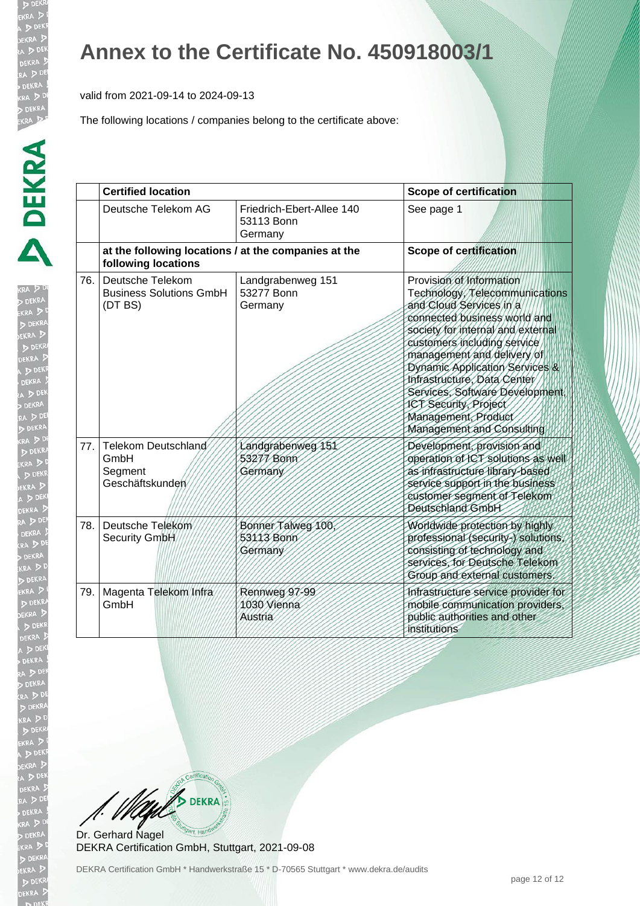# Annex to the Certificate No. 450918003/1

valid from 2021-09-14 to 2024-09-13

The following locations / companies belong to the certificate above:

| | **Certified location** | | **Scope of certification** |
|---|---|---|---|
| | Deutsche Telekom AG | Friedrich-Ebert-Allee 140<br>53113 Bonn<br>Germany | See page 1 |
| | **at the following locations / at the companies at the following locations** | | **Scope of certification** |
| 76. | Deutsche Telekom Business Solutions GmbH (DT BS) | Landgrabenweg 151<br>53277 Bonn<br>Germany | Provision of Information Technology, Telecommunications and Cloud Services in a connected business world and society for internal and external customers including service management and delivery of Dynamic Application Services & Infrastructure, Data Center Services, Software Development, ICT Security, Project Management, Product Management and Consulting |
| 77. | Telekom Deutschland GmbH<br>Segment Geschäftskunden | Landgrabenweg 151<br>53277 Bonn<br>Germany | Development, provision and operation of ICT solutions as well as infrastructure library-based service support in the business customer segment of Telekom Deutschland GmbH |
| 78. | Deutsche Telekom Security GmbH | Bonner Talweg 100,<br>53113 Bonn<br>Germany | Worldwide protection by highly professional (security-) solutions, consisting of technology and services, for Deutsche Telekom Group and external customers. |
| 79. | Magenta Telekom Infra GmbH | Rennweg 97-99<br>1030 Vienna<br>Austria | Infrastructure service provider for mobile communication providers, public authorities and other institutions |

Dr. Gerhard Nagel
DEKRA Certification GmbH, Stuttgart, 2021-09-08

DEKRA Certification GmbH * Handwerkstraße 15 * D-70565 Stuttgart * www.dekra.de/audits